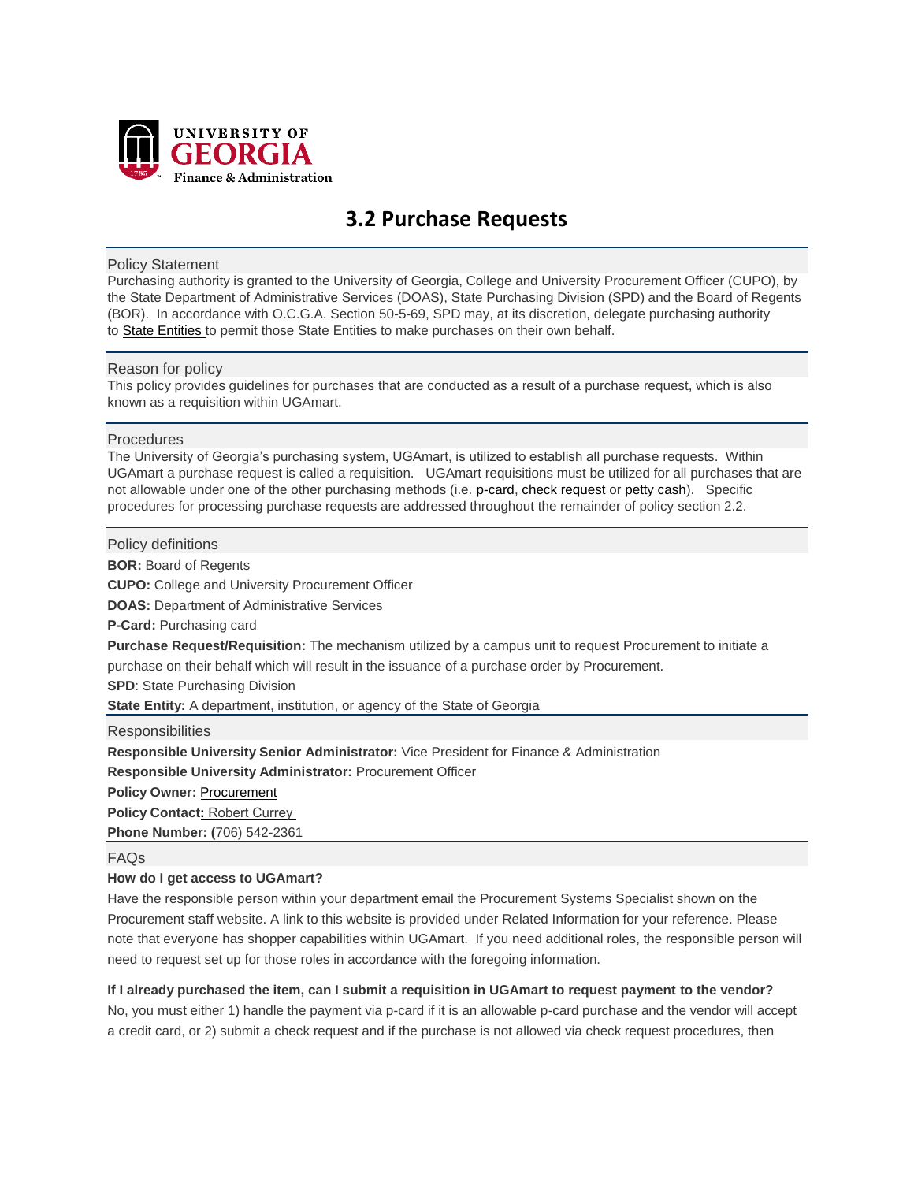# 3.2 Purchase Requests

## Policy Statement

Purchasing authority is granted to the University of Georgia, College and University Procurement Officer (CUPO), by the State Department of Administrative Services (DOAS), State Purchasing Division (SPD) and the Board of Regents (BOR). In accordance with O.C.G.A. Section 50-5-69, SPD may, at its discretion, delegate purchasing authority to State Entities to permit those State Entities to make purchases on their own behalf.

## Reason for policy

This policy provides guidelines for purchases that are conducted as a result of a purchase request, which is also known as a requisition within UGAmart.

## Procedures

The University of Georgia's purchasing system, UGAmart, is utilized to establish all purchase requests. Within UGAmart a purchase request is called a requisition. UGAmart requisitions must be utilized for all purchases that are not allowable under one of the other purchasing methods (i.e. p-card, check request or petty cash). Specific procedures for processing purchase requests are addressed throughout the remainder of policy section 2.2.

## Policy definitions

**BOR:** Board of Regents

**CUPO:** College and University Procurement Officer

**DOAS:** Department of Administrative Services

**P-Card:** Purchasing card

**Purchase Request/Requisition:** The mechanism utilized by a campus unit to request Procurement to initiate a purchase on their behalf which will result in the issuance of a purchase order by Procurement.

**SPD**: State Purchasing Division

**State Entity:** A department, institution, or agency of the State of Georgia

## Responsibilities

**Responsible University Senior Administrator:** Vice President for Finance & Administration

**Responsible University Administrator:** Procurement Officer

**Policy Owner:** Procurement

**Policy Contact:** Robert Currey

**Phone Number:** (706) 542-2361

## FAQs

**How do I get access to UGAmart?**

Have the responsible person within your department email the Procurement Systems Specialist shown on the Procurement staff website. A link to this website is provided under Related Information for your reference. Please note that everyone has shopper capabilities within UGAmart. If you need additional roles, the responsible person will need to request set up for those roles in accordance with the foregoing information.

**If I already purchased the item, can I submit a requisition in UGAmart to request payment to the vendor?**

No, you must either 1) handle the payment via p-card if it is an allowable p-card purchase and the vendor will accept a credit card, or 2) submit a check request and if the purchase is not allowed via check request procedures, then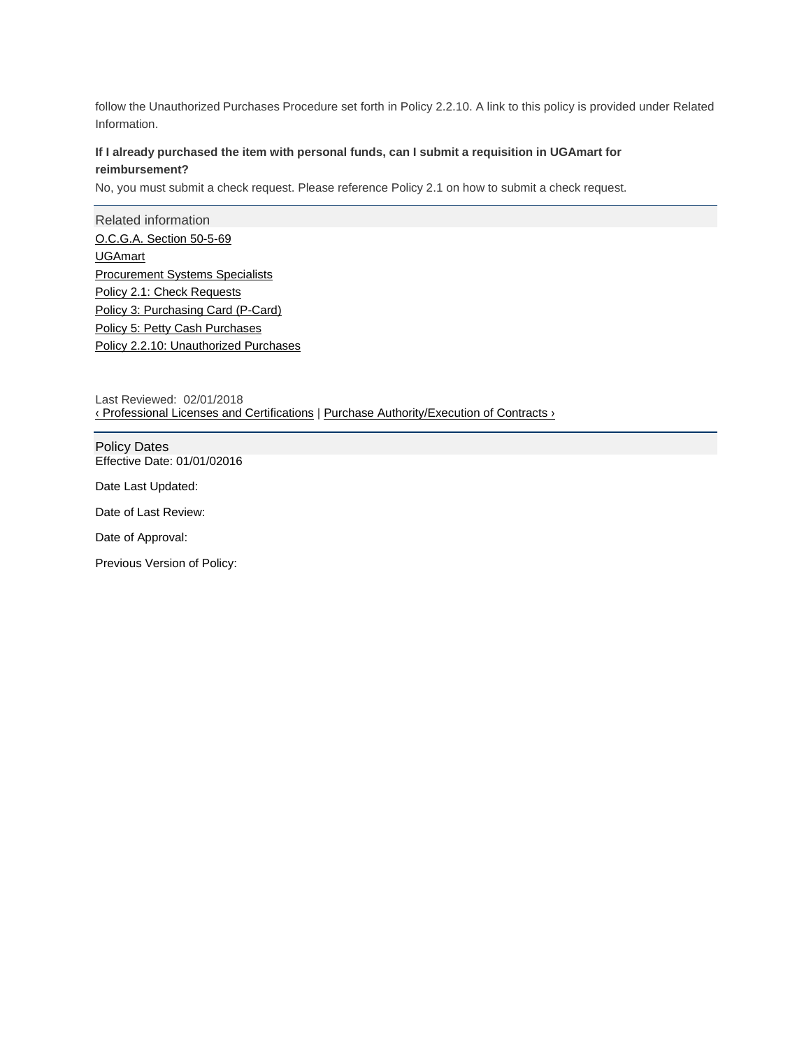follow the Unauthorized Purchases Procedure set forth in Policy 2.2.10. A link to this policy is provided under Related Information.

**If I already purchased the item with personal funds, can I submit a requisition in UGAmart for reimbursement?**

No, you must submit a check request. Please reference Policy 2.1 on how to submit a check request.

---

Related information

O.C.G.A. Section 50-5-69
UGAmart
Procurement Systems Specialists
Policy 2.1: Check Requests
Policy 3: Purchasing Card (P-Card)
Policy 5: Petty Cash Purchases
Policy 2.2.10: Unauthorized Purchases

Last Reviewed: 02/01/2018
‹ Professional Licenses and Certifications | Purchase Authority/Execution of Contracts ›

---

Policy Dates
Effective Date: 01/01/02016

Date Last Updated:

Date of Last Review:

Date of Approval:

Previous Version of Policy: